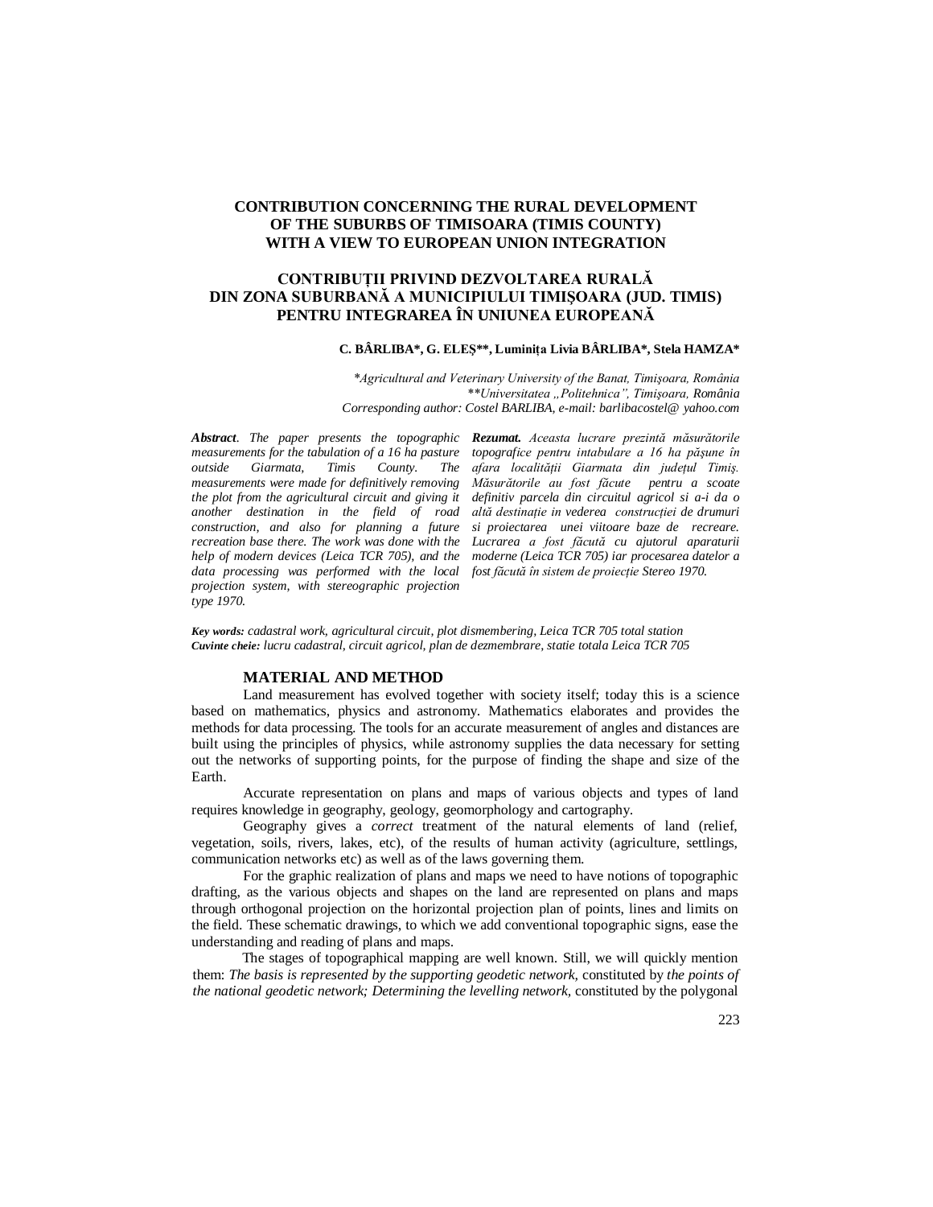# CONTRIBUTION CONCERNING THE RURAL DEVELOPMENT OF THE SUBURBS OF TIMISOARA (TIMIS COUNTY) WITH A VIEW TO EUROPEAN UNION INTEGRATION

# CONTRIBUȚII PRIVIND DEZVOLTAREA RURALĂ DIN ZONA SUBURBANĂ A MUNICIPIULUI TIMIȘOARA (JUD. TIMIS) PENTRU INTEGRAREA ÎN UNIUNEA EUROPEANĂ

**C. BÂRLIBA\*, G. ELEȘ\*\*, Luminița Livia BÂRLIBA\*, Stela HAMZA\***

*\*Agricultural and Veterinary University of the Banat, Timişoara, România*
*\*\*Universitatea „Politehnica”, Timişoara, România*
*Corresponding author: Costel BARLIBA, e-mail: barlibacostel@ yahoo.com*

***Abstract**. The paper presents the topographic measurements for the tabulation of a 16 ha pasture outside Giarmata, Timis County. The measurements were made for definitively removing the plot from the agricultural circuit and giving it another destination in the field of road construction, and also for planning a future recreation base there. The work was done with the help of modern devices (Leica TCR 705), and the data processing was performed with the local projection system, with stereographic projection type 1970.*

***Rezumat.** Aceasta lucrare prezintă măsurătorile topografice pentru intabulare a 16 ha păşune în afara localităţii Giarmata din judeţul Timiş. Măsurătorile au fost făcute pentru a scoate definitiv parcela din circuitul agricol si a-i da o altă destinaţie in vederea construcţiei de drumuri si proiectarea unei viitoare baze de recreare. Lucrarea a fost făcută cu ajutorul aparaturii moderne (Leica TCR 705) iar procesarea datelor a fost făcută în sistem de proiecţie Stereo 1970.*

***Key words:** cadastral work, agricultural circuit, plot dismembering, Leica TCR 705 total station*
***Cuvinte cheie:** lucru cadastral, circuit agricol, plan de dezmembrare, statie totala Leica TCR 705*

## MATERIAL AND METHOD

Land measurement has evolved together with society itself; today this is a science based on mathematics, physics and astronomy. Mathematics elaborates and provides the methods for data processing. The tools for an accurate measurement of angles and distances are built using the principles of physics, while astronomy supplies the data necessary for setting out the networks of supporting points, for the purpose of finding the shape and size of the Earth.

Accurate representation on plans and maps of various objects and types of land requires knowledge in geography, geology, geomorphology and cartography.

Geography gives a *correct* treatment of the natural elements of land (relief, vegetation, soils, rivers, lakes, etc), of the results of human activity (agriculture, settlings, communication networks etc) as well as of the laws governing them.

For the graphic realization of plans and maps we need to have notions of topographic drafting, as the various objects and shapes on the land are represented on plans and maps through orthogonal projection on the horizontal projection plan of points, lines and limits on the field. These schematic drawings, to which we add conventional topographic signs, ease the understanding and reading of plans and maps.

The stages of topographical mapping are well known. Still, we will quickly mention them: *The basis is represented by the supporting geodetic network,* constituted by *the points of the national geodetic network; Determining the levelling network*, constituted by the polygonal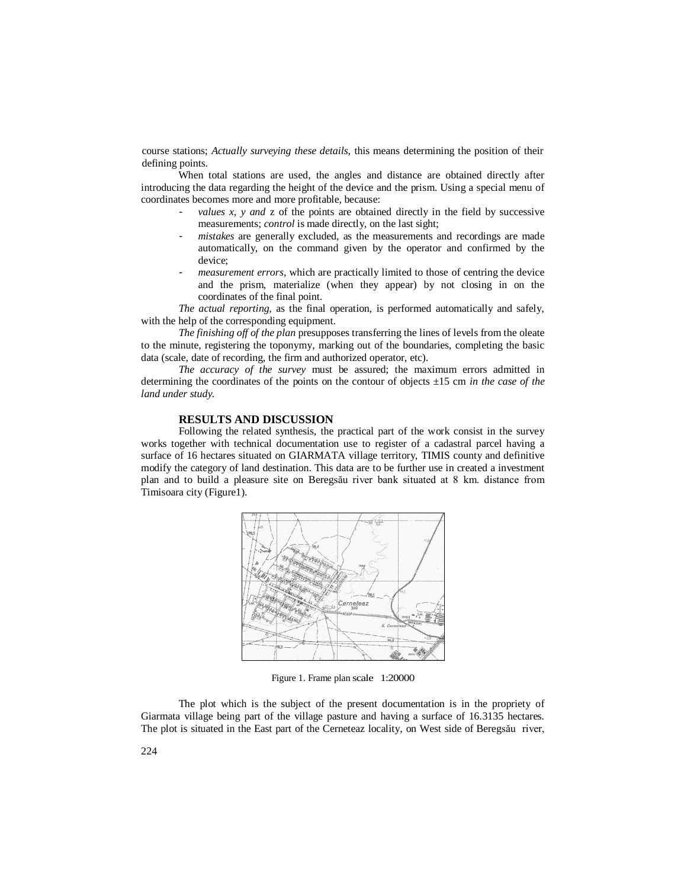course stations; *Actually surveying these details,* this means determining the position of their defining points.

When total stations are used, the angles and distance are obtained directly after introducing the data regarding the height of the device and the prism. Using a special menu of coordinates becomes more and more profitable, because:

- *values x, y and* z of the points are obtained directly in the field by successive measurements; *control* is made directly, on the last sight;
- *mistakes* are generally excluded, as the measurements and recordings are made automatically, on the command given by the operator and confirmed by the device;
- *measurement errors,* which are practically limited to those of centring the device and the prism, materialize (when they appear) by not closing in on the coordinates of the final point.

*The actual reporting,* as the final operation, is performed automatically and safely, with the help of the corresponding equipment.

*The finishing off of the plan* presupposes transferring the lines of levels from the oleate to the minute, registering the toponymy, marking out of the boundaries, completing the basic data (scale, date of recording, the firm and authorized operator, etc).

*The accuracy of the survey* must be assured; the maximum errors admitted in determining the coordinates of the points on the contour of objects ±15 cm *in the case of the land under study.*

## RESULTS AND DISCUSSION

Following the related synthesis, the practical part of the work consist in the survey works together with technical documentation use to register of a cadastral parcel having a surface of 16 hectares situated on GIARMATA village territory, TIMIS county and definitive modify the category of land destination. This data are to be further use in created a investment plan and to build a pleasure site on Beregsău river bank situated at 8 km. distance from Timisoara city (Figure1).

Figure 1. Frame plan scale 1:20000

The plot which is the subject of the present documentation is in the propriety of Giarmata village being part of the village pasture and having a surface of 16.3135 hectares. The plot is situated in the East part of the Cerneteaz locality, on West side of Beregsău river,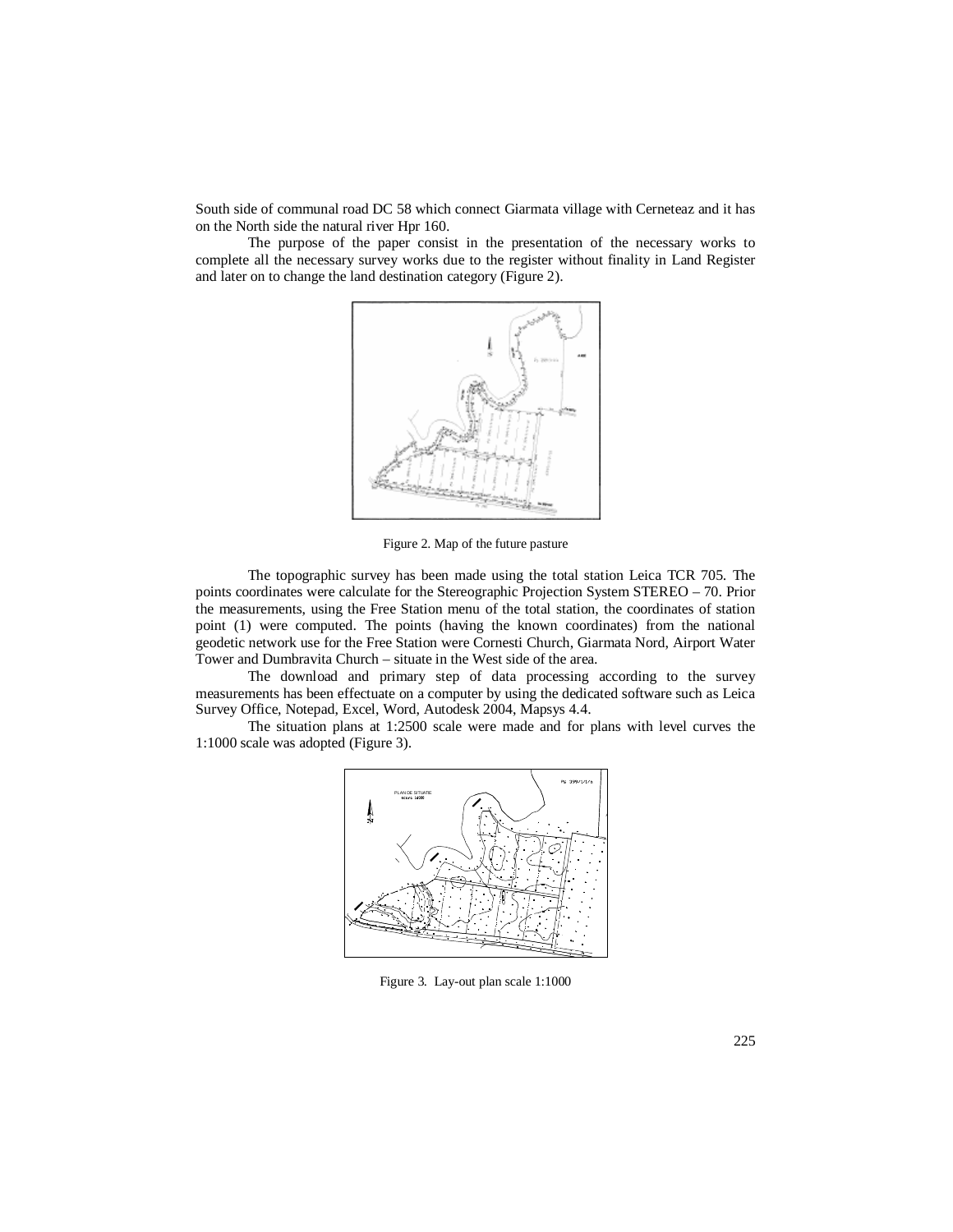South side of communal road DC 58 which connect Giarmata village with Cerneteaz and it has on the North side the natural river Hpr 160.

The purpose of the paper consist in the presentation of the necessary works to complete all the necessary survey works due to the register without finality in Land Register and later on to change the land destination category (Figure 2).

Figure 2. Map of the future pasture

The topographic survey has been made using the total station Leica TCR 705. The points coordinates were calculate for the Stereographic Projection System STEREO – 70. Prior the measurements, using the Free Station menu of the total station, the coordinates of station point (1) were computed. The points (having the known coordinates) from the national geodetic network use for the Free Station were Cornesti Church, Giarmata Nord, Airport Water Tower and Dumbravita Church – situate in the West side of the area.

The download and primary step of data processing according to the survey measurements has been effectuate on a computer by using the dedicated software such as Leica Survey Office, Notepad, Excel, Word, Autodesk 2004, Mapsys 4.4.

The situation plans at 1:2500 scale were made and for plans with level curves the 1:1000 scale was adopted (Figure 3).

Figure 3. Lay-out plan scale 1:1000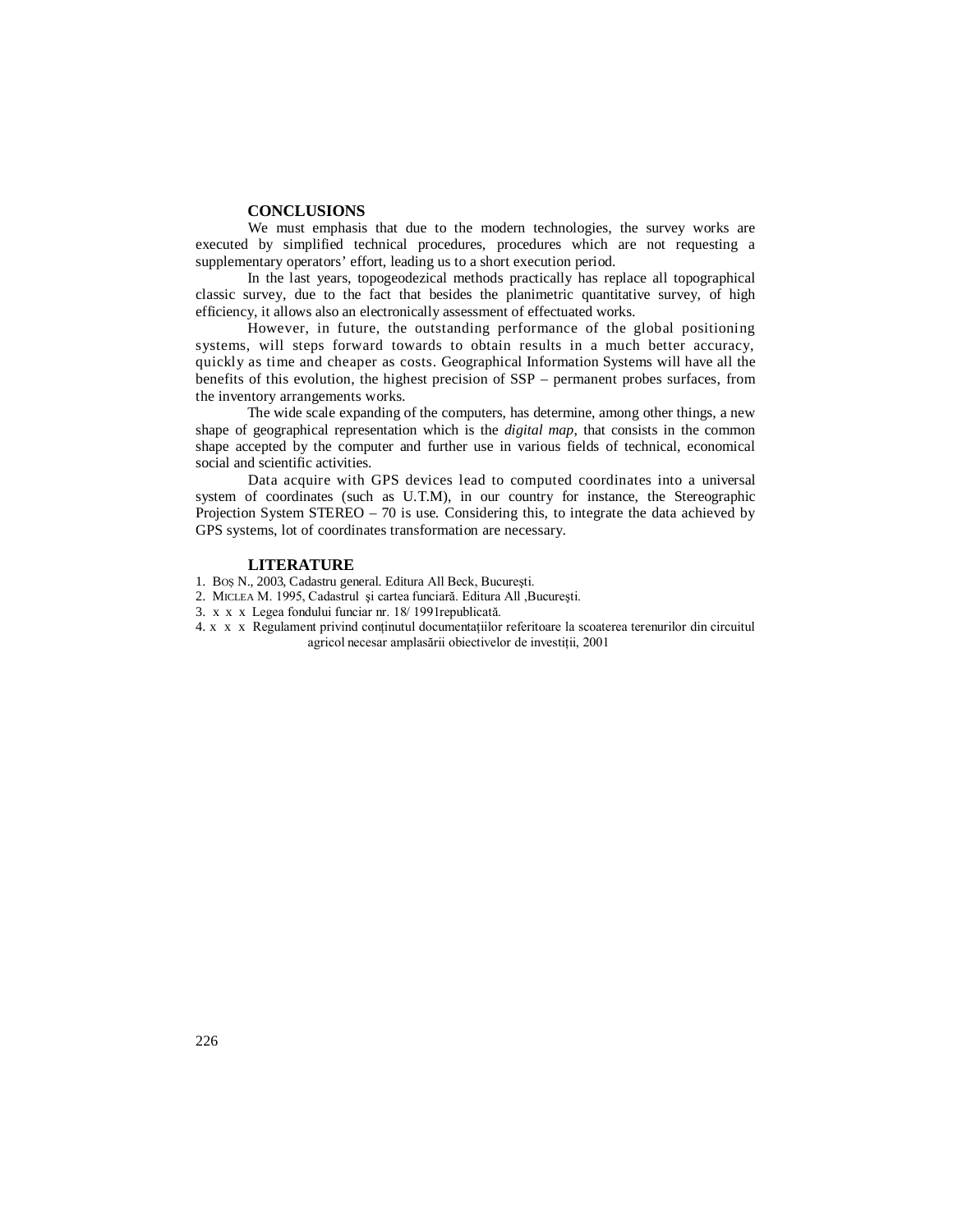## CONCLUSIONS

We must emphasis that due to the modern technologies, the survey works are executed by simplified technical procedures, procedures which are not requesting a supplementary operators' effort, leading us to a short execution period.

In the last years, topogeodezical methods practically has replace all topographical classic survey, due to the fact that besides the planimetric quantitative survey, of high efficiency, it allows also an electronically assessment of effectuated works.

However, in future, the outstanding performance of the global positioning systems, will steps forward towards to obtain results in a much better accuracy, quickly as time and cheaper as costs. Geographical Information Systems will have all the benefits of this evolution, the highest precision of SSP – permanent probes surfaces, from the inventory arrangements works.

The wide scale expanding of the computers, has determine, among other things, a new shape of geographical representation which is the *digital map*, that consists in the common shape accepted by the computer and further use in various fields of technical, economical social and scientific activities.

Data acquire with GPS devices lead to computed coordinates into a universal system of coordinates (such as U.T.M), in our country for instance, the Stereographic Projection System STEREO – 70 is use. Considering this, to integrate the data achieved by GPS systems, lot of coordinates transformation are necessary.

## LITERATURE

1. BOŞ N., 2003, Cadastru general. Editura All Beck, Bucureşti.
2. MICLEA M. 1995, Cadastrul şi cartea funciară. Editura All ,Bucureşti.
3. x x x Legea fondului funciar nr. 18/ 1991republicată.
4. x x x Regulament privind conținutul documentațiilor referitoare la scoaterea terenurilor din circuitul agricol necesar amplasării obiectivelor de investiții, 2001